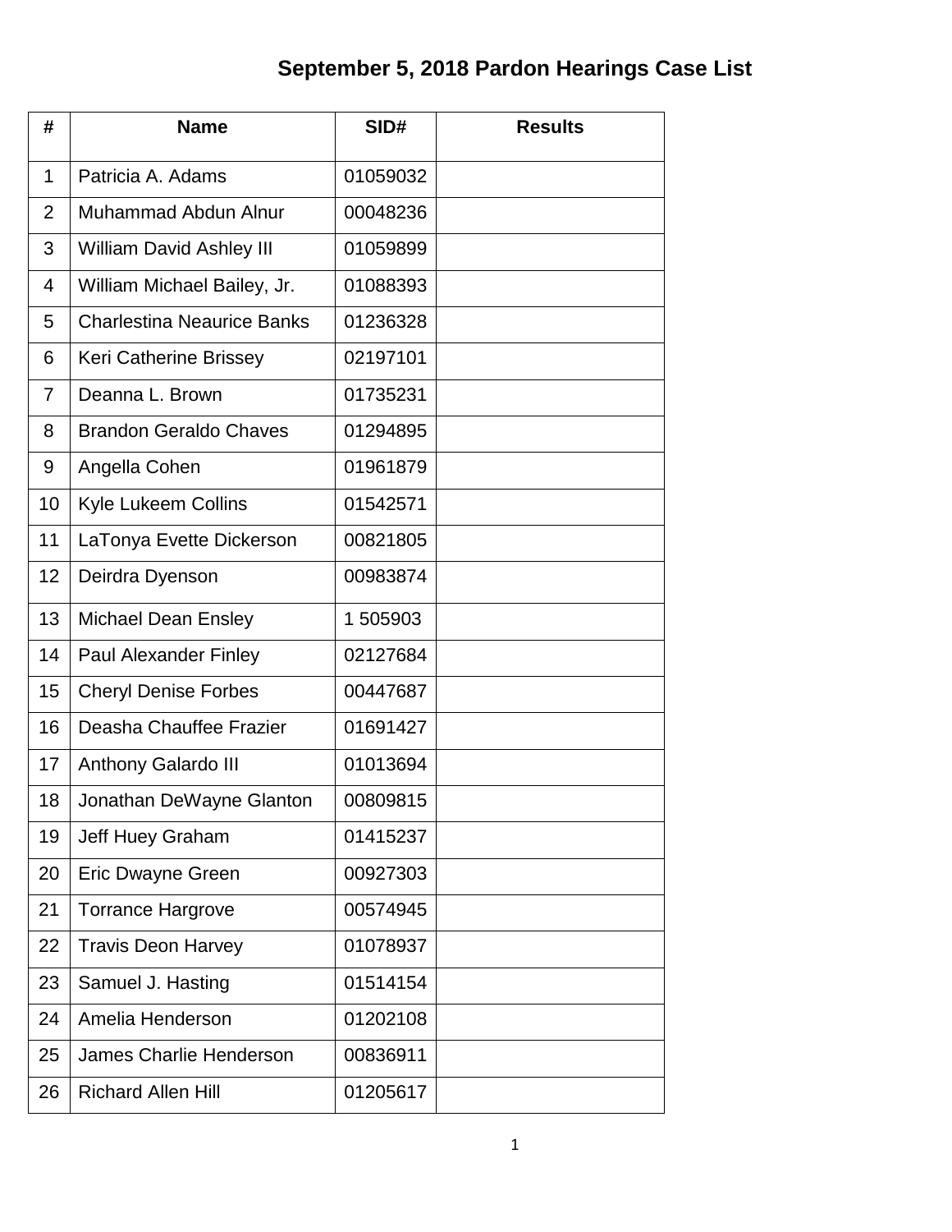# September 5, 2018 Pardon Hearings Case List

| # | Name | SID# | Results |
|---|---|---|---|
| 1 | Patricia A. Adams | 01059032 | |
| 2 | Muhammad Abdun Alnur | 00048236 | |
| 3 | William David Ashley III | 01059899 | |
| 4 | William Michael Bailey, Jr. | 01088393 | |
| 5 | Charlestina Neaurice Banks | 01236328 | |
| 6 | Keri Catherine Brissey | 02197101 | |
| 7 | Deanna L. Brown | 01735231 | |
| 8 | Brandon Geraldo Chaves | 01294895 | |
| 9 | Angella Cohen | 01961879 | |
| 10 | Kyle Lukeem Collins | 01542571 | |
| 11 | LaTonya Evette Dickerson | 00821805 | |
| 12 | Deirdra Dyenson | 00983874 | |
| 13 | Michael Dean Ensley | 1 505903 | |
| 14 | Paul Alexander Finley | 02127684 | |
| 15 | Cheryl Denise Forbes | 00447687 | |
| 16 | Deasha Chauffee Frazier | 01691427 | |
| 17 | Anthony Galardo III | 01013694 | |
| 18 | Jonathan DeWayne Glanton | 00809815 | |
| 19 | Jeff Huey Graham | 01415237 | |
| 20 | Eric Dwayne Green | 00927303 | |
| 21 | Torrance Hargrove | 00574945 | |
| 22 | Travis Deon Harvey | 01078937 | |
| 23 | Samuel J. Hasting | 01514154 | |
| 24 | Amelia Henderson | 01202108 | |
| 25 | James Charlie Henderson | 00836911 | |
| 26 | Richard Allen Hill | 01205617 | |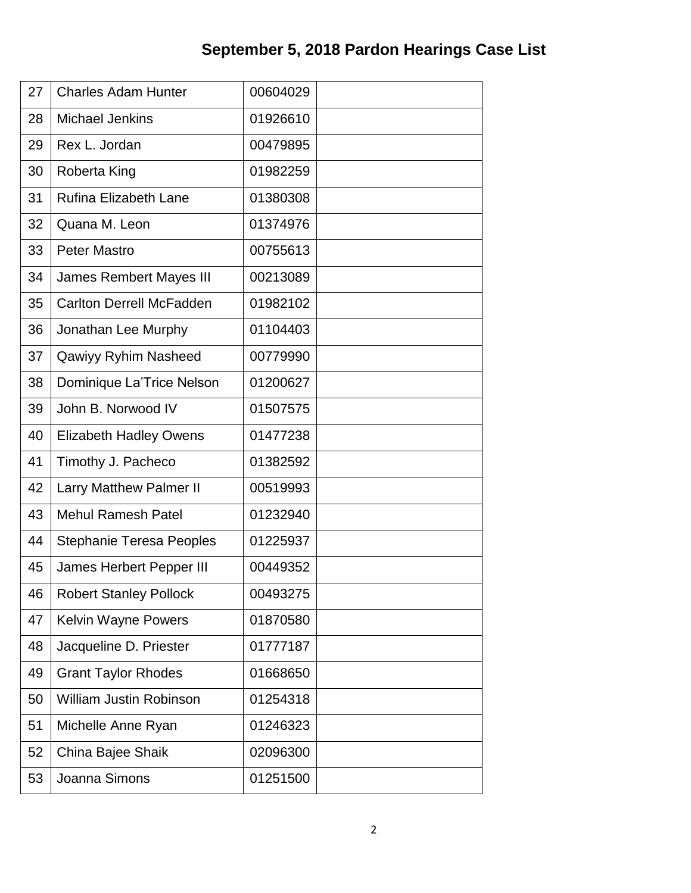# September 5, 2018 Pardon Hearings Case List

| | | | |
|---|---|---|---|
| 27 | Charles Adam Hunter | 00604029 | |
| 28 | Michael Jenkins | 01926610 | |
| 29 | Rex L. Jordan | 00479895 | |
| 30 | Roberta King | 01982259 | |
| 31 | Rufina Elizabeth Lane | 01380308 | |
| 32 | Quana M. Leon | 01374976 | |
| 33 | Peter Mastro | 00755613 | |
| 34 | James Rembert Mayes III | 00213089 | |
| 35 | Carlton Derrell McFadden | 01982102 | |
| 36 | Jonathan Lee Murphy | 01104403 | |
| 37 | Qawiyy Ryhim Nasheed | 00779990 | |
| 38 | Dominique La'Trice Nelson | 01200627 | |
| 39 | John B. Norwood IV | 01507575 | |
| 40 | Elizabeth Hadley Owens | 01477238 | |
| 41 | Timothy J. Pacheco | 01382592 | |
| 42 | Larry Matthew Palmer II | 00519993 | |
| 43 | Mehul Ramesh Patel | 01232940 | |
| 44 | Stephanie Teresa Peoples | 01225937 | |
| 45 | James Herbert Pepper III | 00449352 | |
| 46 | Robert Stanley Pollock | 00493275 | |
| 47 | Kelvin Wayne Powers | 01870580 | |
| 48 | Jacqueline D. Priester | 01777187 | |
| 49 | Grant Taylor Rhodes | 01668650 | |
| 50 | William Justin Robinson | 01254318 | |
| 51 | Michelle Anne Ryan | 01246323 | |
| 52 | China Bajee Shaik | 02096300 | |
| 53 | Joanna Simons | 01251500 | |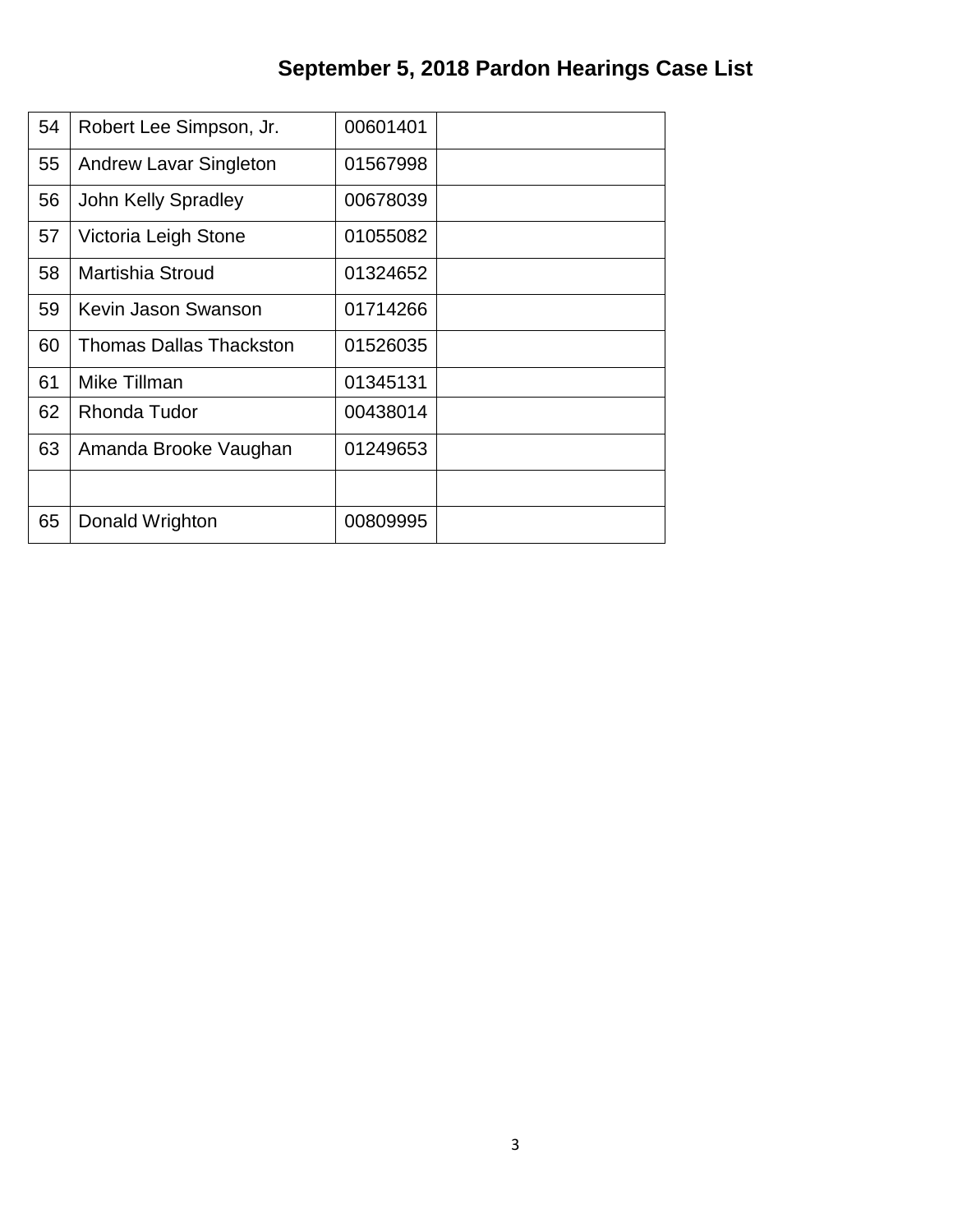# September 5, 2018 Pardon Hearings Case List

| | | | |
|---|---|---|---|
| 54 | Robert Lee Simpson, Jr. | 00601401 | |
| 55 | Andrew Lavar Singleton | 01567998 | |
| 56 | John Kelly Spradley | 00678039 | |
| 57 | Victoria Leigh Stone | 01055082 | |
| 58 | Martishia Stroud | 01324652 | |
| 59 | Kevin Jason Swanson | 01714266 | |
| 60 | Thomas Dallas Thackston | 01526035 | |
| 61 | Mike Tillman | 01345131 | |
| 62 | Rhonda Tudor | 00438014 | |
| 63 | Amanda Brooke Vaughan | 01249653 | |
| | | | |
| 65 | Donald Wrighton | 00809995 | |